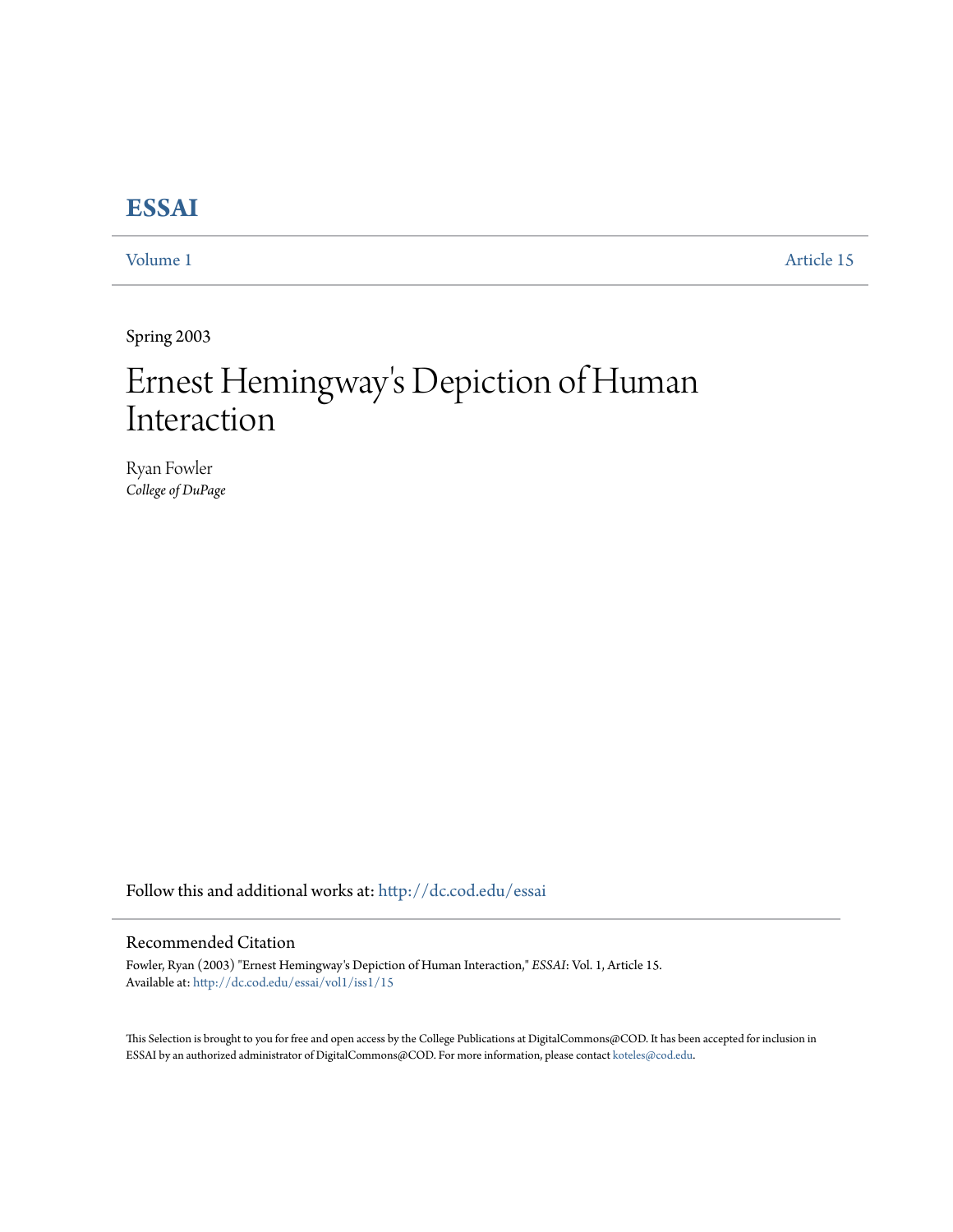# ESSAI

Volume 1 | Article 15

Spring 2003

# Ernest Hemingway's Depiction of Human Interaction

Ryan Fowler
*College of DuPage*

Follow this and additional works at: http://dc.cod.edu/essai

## Recommended Citation

Fowler, Ryan (2003) "Ernest Hemingway's Depiction of Human Interaction," *ESSAI*: Vol. 1, Article 15.
Available at: http://dc.cod.edu/essai/vol1/iss1/15

This Selection is brought to you for free and open access by the College Publications at DigitalCommons@COD. It has been accepted for inclusion in ESSAI by an authorized administrator of DigitalCommons@COD. For more information, please contact koteles@cod.edu.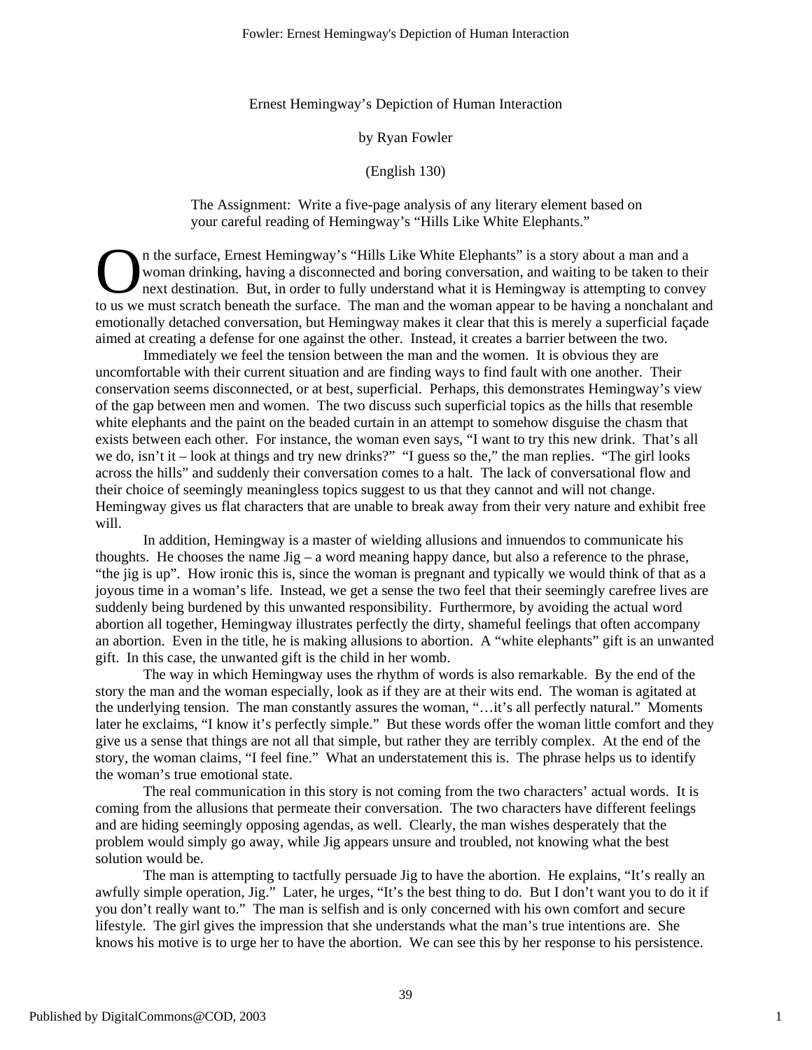Ernest Hemingway's Depiction of Human Interaction

by Ryan Fowler

(English 130)

The Assignment: Write a five-page analysis of any literary element based on your careful reading of Hemingway's "Hills Like White Elephants."

On the surface, Ernest Hemingway's "Hills Like White Elephants" is a story about a man and a woman drinking, having a disconnected and boring conversation, and waiting to be taken to their next destination. But, in order to fully understand what it is Hemingway is attempting to convey to us we must scratch beneath the surface. The man and the woman appear to be having a nonchalant and emotionally detached conversation, but Hemingway makes it clear that this is merely a superficial façade aimed at creating a defense for one against the other. Instead, it creates a barrier between the two.

Immediately we feel the tension between the man and the women. It is obvious they are uncomfortable with their current situation and are finding ways to find fault with one another. Their conservation seems disconnected, or at best, superficial. Perhaps, this demonstrates Hemingway's view of the gap between men and women. The two discuss such superficial topics as the hills that resemble white elephants and the paint on the beaded curtain in an attempt to somehow disguise the chasm that exists between each other. For instance, the woman even says, "I want to try this new drink. That's all we do, isn't it – look at things and try new drinks?" "I guess so the," the man replies. "The girl looks across the hills" and suddenly their conversation comes to a halt. The lack of conversational flow and their choice of seemingly meaningless topics suggest to us that they cannot and will not change. Hemingway gives us flat characters that are unable to break away from their very nature and exhibit free will.

In addition, Hemingway is a master of wielding allusions and innuendos to communicate his thoughts. He chooses the name Jig – a word meaning happy dance, but also a reference to the phrase, "the jig is up". How ironic this is, since the woman is pregnant and typically we would think of that as a joyous time in a woman's life. Instead, we get a sense the two feel that their seemingly carefree lives are suddenly being burdened by this unwanted responsibility. Furthermore, by avoiding the actual word abortion all together, Hemingway illustrates perfectly the dirty, shameful feelings that often accompany an abortion. Even in the title, he is making allusions to abortion. A "white elephants" gift is an unwanted gift. In this case, the unwanted gift is the child in her womb.

The way in which Hemingway uses the rhythm of words is also remarkable. By the end of the story the man and the woman especially, look as if they are at their wits end. The woman is agitated at the underlying tension. The man constantly assures the woman, "…it's all perfectly natural." Moments later he exclaims, "I know it's perfectly simple." But these words offer the woman little comfort and they give us a sense that things are not all that simple, but rather they are terribly complex. At the end of the story, the woman claims, "I feel fine." What an understatement this is. The phrase helps us to identify the woman's true emotional state.

The real communication in this story is not coming from the two characters' actual words. It is coming from the allusions that permeate their conversation. The two characters have different feelings and are hiding seemingly opposing agendas, as well. Clearly, the man wishes desperately that the problem would simply go away, while Jig appears unsure and troubled, not knowing what the best solution would be.

The man is attempting to tactfully persuade Jig to have the abortion. He explains, "It's really an awfully simple operation, Jig." Later, he urges, "It's the best thing to do. But I don't want you to do it if you don't really want to." The man is selfish and is only concerned with his own comfort and secure lifestyle. The girl gives the impression that she understands what the man's true intentions are. She knows his motive is to urge her to have the abortion. We can see this by her response to his persistence.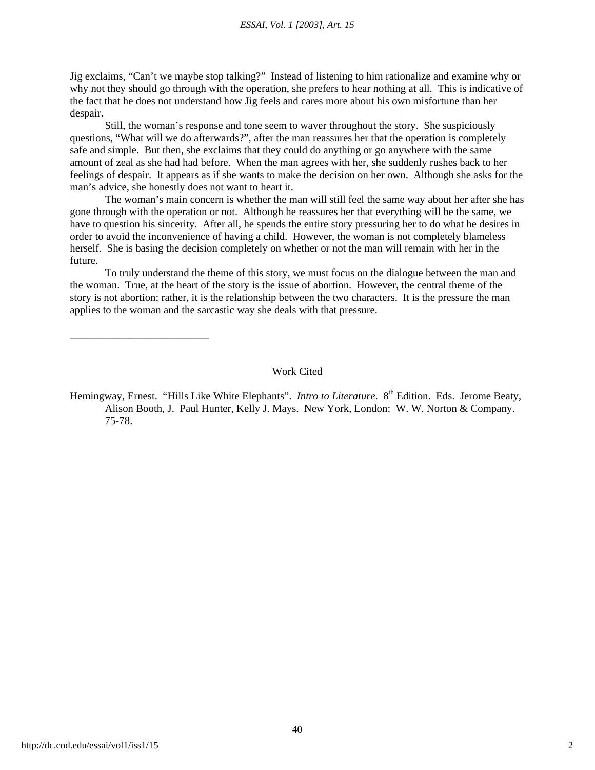Jig exclaims, "Can't we maybe stop talking?" Instead of listening to him rationalize and examine why or why not they should go through with the operation, she prefers to hear nothing at all. This is indicative of the fact that he does not understand how Jig feels and cares more about his own misfortune than her despair.

Still, the woman's response and tone seem to waver throughout the story. She suspiciously questions, "What will we do afterwards?", after the man reassures her that the operation is completely safe and simple. But then, she exclaims that they could do anything or go anywhere with the same amount of zeal as she had had before. When the man agrees with her, she suddenly rushes back to her feelings of despair. It appears as if she wants to make the decision on her own. Although she asks for the man's advice, she honestly does not want to heart it.

The woman's main concern is whether the man will still feel the same way about her after she has gone through with the operation or not. Although he reassures her that everything will be the same, we have to question his sincerity. After all, he spends the entire story pressuring her to do what he desires in order to avoid the inconvenience of having a child. However, the woman is not completely blameless herself. She is basing the decision completely on whether or not the man will remain with her in the future.

To truly understand the theme of this story, we must focus on the dialogue between the man and the woman. True, at the heart of the story is the issue of abortion. However, the central theme of the story is not abortion; rather, it is the relationship between the two characters. It is the pressure the man applies to the woman and the sarcastic way she deals with that pressure.

---

## Work Cited

Hemingway, Ernest. "Hills Like White Elephants". *Intro to Literature.* 8th Edition. Eds. Jerome Beaty, Alison Booth, J. Paul Hunter, Kelly J. Mays. New York, London: W. W. Norton & Company. 75-78.